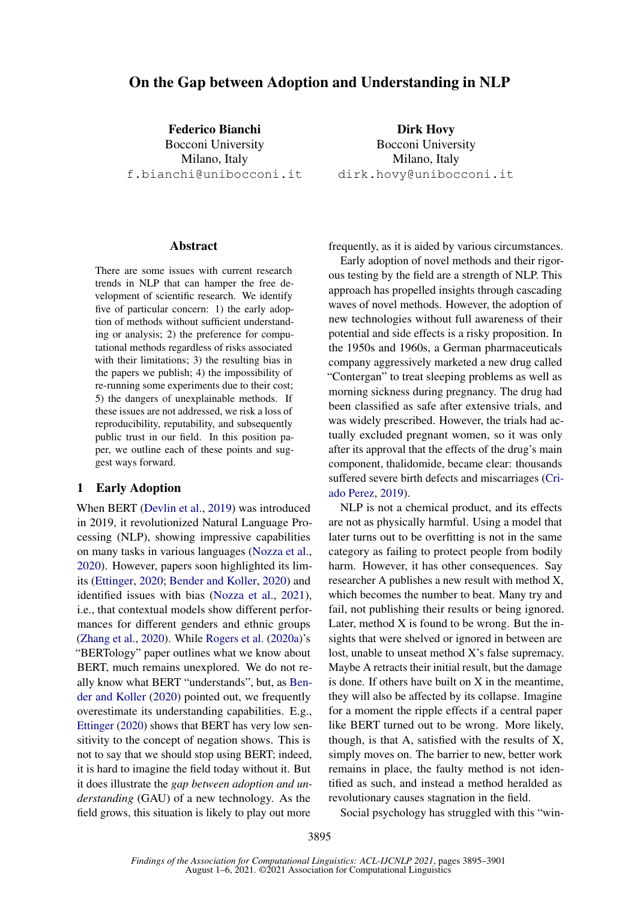# On the Gap between Adoption and Understanding in NLP

**Federico Bianchi**
Bocconi University
Milano, Italy
f.bianchi@unibocconi.it

**Dirk Hovy**
Bocconi University
Milano, Italy
dirk.hovy@unibocconi.it

## Abstract

There are some issues with current research trends in NLP that can hamper the free development of scientific research. We identify five of particular concern: 1) the early adoption of methods without sufficient understanding or analysis; 2) the preference for computational methods regardless of risks associated with their limitations; 3) the resulting bias in the papers we publish; 4) the impossibility of re-running some experiments due to their cost; 5) the dangers of unexplainable methods. If these issues are not addressed, we risk a loss of reproducibility, reputability, and subsequently public trust in our field. In this position paper, we outline each of these points and suggest ways forward.

## 1 Early Adoption

When BERT (Devlin et al., 2019) was introduced in 2019, it revolutionized Natural Language Processing (NLP), showing impressive capabilities on many tasks in various languages (Nozza et al., 2020). However, papers soon highlighted its limits (Ettinger, 2020; Bender and Koller, 2020) and identified issues with bias (Nozza et al., 2021), i.e., that contextual models show different performances for different genders and ethnic groups (Zhang et al., 2020). While Rogers et al. (2020a)'s "BERTology" paper outlines what we know about BERT, much remains unexplored. We do not really know what BERT "understands", but, as Bender and Koller (2020) pointed out, we frequently overestimate its understanding capabilities. E.g., Ettinger (2020) shows that BERT has very low sensitivity to the concept of negation shows. This is not to say that we should stop using BERT; indeed, it is hard to imagine the field today without it. But it does illustrate the *gap between adoption and understanding* (GAU) of a new technology. As the field grows, this situation is likely to play out more frequently, as it is aided by various circumstances.

Early adoption of novel methods and their rigorous testing by the field are a strength of NLP. This approach has propelled insights through cascading waves of novel methods. However, the adoption of new technologies without full awareness of their potential and side effects is a risky proposition. In the 1950s and 1960s, a German pharmaceuticals company aggressively marketed a new drug called "Contergan" to treat sleeping problems as well as morning sickness during pregnancy. The drug had been classified as safe after extensive trials, and was widely prescribed. However, the trials had actually excluded pregnant women, so it was only after its approval that the effects of the drug's main component, thalidomide, became clear: thousands suffered severe birth defects and miscarriages (Criado Perez, 2019).

NLP is not a chemical product, and its effects are not as physically harmful. Using a model that later turns out to be overfitting is not in the same category as failing to protect people from bodily harm. However, it has other consequences. Say researcher A publishes a new result with method X, which becomes the number to beat. Many try and fail, not publishing their results or being ignored. Later, method X is found to be wrong. But the insights that were shelved or ignored in between are lost, unable to unseat method X's false supremacy. Maybe A retracts their initial result, but the damage is done. If others have built on X in the meantime, they will also be affected by its collapse. Imagine for a moment the ripple effects if a central paper like BERT turned out to be wrong. More likely, though, is that A, satisfied with the results of X, simply moves on. The barrier to new, better work remains in place, the faulty method is not identified as such, and instead a method heralded as revolutionary causes stagnation in the field.

Social psychology has struggled with this "win-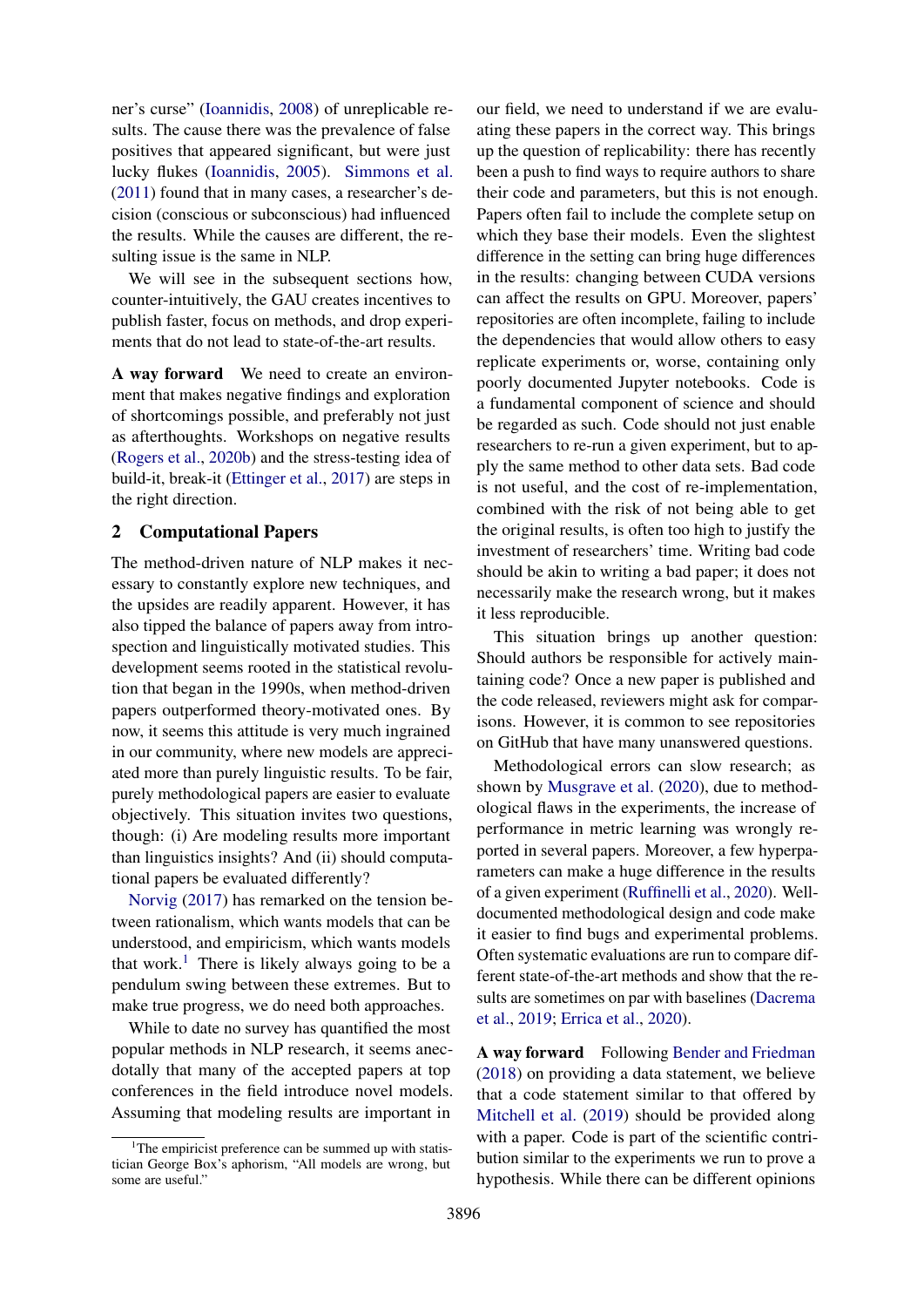ner's curse" (Ioannidis, 2008) of unreplicable results. The cause there was the prevalence of false positives that appeared significant, but were just lucky flukes (Ioannidis, 2005). Simmons et al. (2011) found that in many cases, a researcher's decision (conscious or subconscious) had influenced the results. While the causes are different, the resulting issue is the same in NLP.

We will see in the subsequent sections how, counter-intuitively, the GAU creates incentives to publish faster, focus on methods, and drop experiments that do not lead to state-of-the-art results.

**A way forward** We need to create an environment that makes negative findings and exploration of shortcomings possible, and preferably not just as afterthoughts. Workshops on negative results (Rogers et al., 2020b) and the stress-testing idea of build-it, break-it (Ettinger et al., 2017) are steps in the right direction.

## 2 Computational Papers

The method-driven nature of NLP makes it necessary to constantly explore new techniques, and the upsides are readily apparent. However, it has also tipped the balance of papers away from introspection and linguistically motivated studies. This development seems rooted in the statistical revolution that began in the 1990s, when method-driven papers outperformed theory-motivated ones. By now, it seems this attitude is very much ingrained in our community, where new models are appreciated more than purely linguistic results. To be fair, purely methodological papers are easier to evaluate objectively. This situation invites two questions, though: (i) Are modeling results more important than linguistics insights? And (ii) should computational papers be evaluated differently?

Norvig (2017) has remarked on the tension between rationalism, which wants models that can be understood, and empiricism, which wants models that work.[1] There is likely always going to be a pendulum swing between these extremes. But to make true progress, we do need both approaches.

While to date no survey has quantified the most popular methods in NLP research, it seems anecdotally that many of the accepted papers at top conferences in the field introduce novel models. Assuming that modeling results are important in our field, we need to understand if we are evaluating these papers in the correct way. This brings up the question of replicability: there has recently been a push to find ways to require authors to share their code and parameters, but this is not enough. Papers often fail to include the complete setup on which they base their models. Even the slightest difference in the setting can bring huge differences in the results: changing between CUDA versions can affect the results on GPU. Moreover, papers' repositories are often incomplete, failing to include the dependencies that would allow others to easy replicate experiments or, worse, containing only poorly documented Jupyter notebooks. Code is a fundamental component of science and should be regarded as such. Code should not just enable researchers to re-run a given experiment, but to apply the same method to other data sets. Bad code is not useful, and the cost of re-implementation, combined with the risk of not being able to get the original results, is often too high to justify the investment of researchers' time. Writing bad code should be akin to writing a bad paper; it does not necessarily make the research wrong, but it makes it less reproducible.

This situation brings up another question: Should authors be responsible for actively maintaining code? Once a new paper is published and the code released, reviewers might ask for comparisons. However, it is common to see repositories on GitHub that have many unanswered questions.

Methodological errors can slow research; as shown by Musgrave et al. (2020), due to methodological flaws in the experiments, the increase of performance in metric learning was wrongly reported in several papers. Moreover, a few hyperparameters can make a huge difference in the results of a given experiment (Ruffinelli et al., 2020). Well-documented methodological design and code make it easier to find bugs and experimental problems. Often systematic evaluations are run to compare different state-of-the-art methods and show that the results are sometimes on par with baselines (Dacrema et al., 2019; Errica et al., 2020).

**A way forward** Following Bender and Friedman (2018) on providing a data statement, we believe that a code statement similar to that offered by Mitchell et al. (2019) should be provided along with a paper. Code is part of the scientific contribution similar to the experiments we run to prove a hypothesis. While there can be different opinions

[1] The empiricist preference can be summed up with statistician George Box's aphorism, "All models are wrong, but some are useful."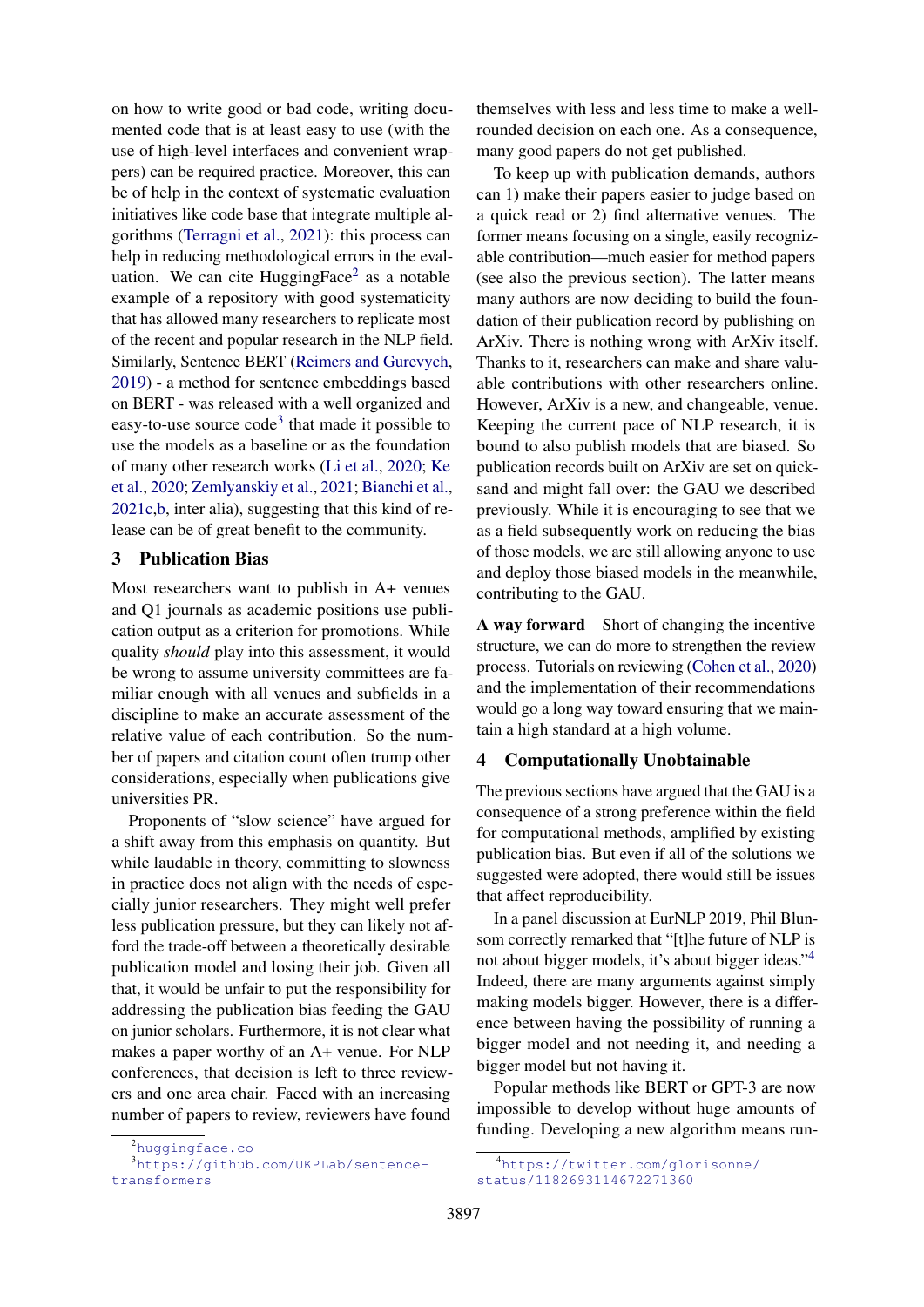on how to write good or bad code, writing documented code that is at least easy to use (with the use of high-level interfaces and convenient wrappers) can be required practice. Moreover, this can be of help in the context of systematic evaluation initiatives like code base that integrate multiple algorithms (Terragni et al., 2021): this process can help in reducing methodological errors in the evaluation. We can cite HuggingFace[2] as a notable example of a repository with good systematicity that has allowed many researchers to replicate most of the recent and popular research in the NLP field. Similarly, Sentence BERT (Reimers and Gurevych, 2019) - a method for sentence embeddings based on BERT - was released with a well organized and easy-to-use source code[3] that made it possible to use the models as a baseline or as the foundation of many other research works (Li et al., 2020; Ke et al., 2020; Zemlyanskiy et al., 2021; Bianchi et al., 2021c,b, inter alia), suggesting that this kind of release can be of great benefit to the community.

## 3 Publication Bias

Most researchers want to publish in A+ venues and Q1 journals as academic positions use publication output as a criterion for promotions. While quality *should* play into this assessment, it would be wrong to assume university committees are familiar enough with all venues and subfields in a discipline to make an accurate assessment of the relative value of each contribution. So the number of papers and citation count often trump other considerations, especially when publications give universities PR.

Proponents of "slow science" have argued for a shift away from this emphasis on quantity. But while laudable in theory, committing to slowness in practice does not align with the needs of especially junior researchers. They might well prefer less publication pressure, but they can likely not afford the trade-off between a theoretically desirable publication model and losing their job. Given all that, it would be unfair to put the responsibility for addressing the publication bias feeding the GAU on junior scholars. Furthermore, it is not clear what makes a paper worthy of an A+ venue. For NLP conferences, that decision is left to three reviewers and one area chair. Faced with an increasing number of papers to review, reviewers have found themselves with less and less time to make a well-rounded decision on each one. As a consequence, many good papers do not get published.

To keep up with publication demands, authors can 1) make their papers easier to judge based on a quick read or 2) find alternative venues. The former means focusing on a single, easily recognizable contribution—much easier for method papers (see also the previous section). The latter means many authors are now deciding to build the foundation of their publication record by publishing on ArXiv. There is nothing wrong with ArXiv itself. Thanks to it, researchers can make and share valuable contributions with other researchers online. However, ArXiv is a new, and changeable, venue. Keeping the current pace of NLP research, it is bound to also publish models that are biased. So publication records built on ArXiv are set on quicksand and might fall over: the GAU we described previously. While it is encouraging to see that we as a field subsequently work on reducing the bias of those models, we are still allowing anyone to use and deploy those biased models in the meanwhile, contributing to the GAU.

**A way forward** Short of changing the incentive structure, we can do more to strengthen the review process. Tutorials on reviewing (Cohen et al., 2020) and the implementation of their recommendations would go a long way toward ensuring that we maintain a high standard at a high volume.

## 4 Computationally Unobtainable

The previous sections have argued that the GAU is a consequence of a strong preference within the field for computational methods, amplified by existing publication bias. But even if all of the solutions we suggested were adopted, there would still be issues that affect reproducibility.

In a panel discussion at EurNLP 2019, Phil Blunsom correctly remarked that "[t]he future of NLP is not about bigger models, it's about bigger ideas."[4] Indeed, there are many arguments against simply making models bigger. However, there is a difference between having the possibility of running a bigger model and not needing it, and needing a bigger model but not having it.

Popular methods like BERT or GPT-3 are now impossible to develop without huge amounts of funding. Developing a new algorithm means run-

[2] huggingface.co

[3] https://github.com/UKPLab/sentence-transformers

[4] https://twitter.com/glorisonne/status/1182693114672271360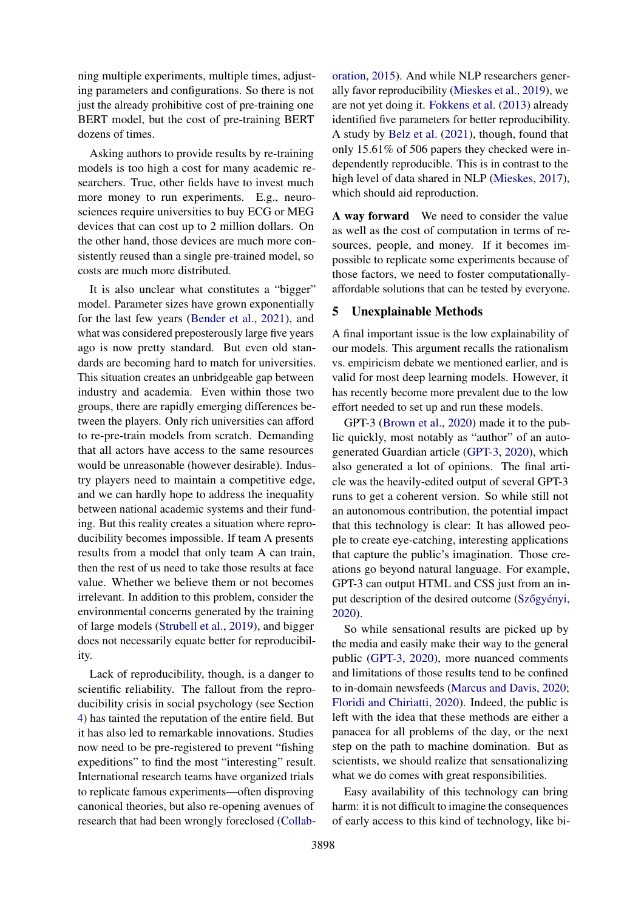ning multiple experiments, multiple times, adjusting parameters and configurations. So there is not just the already prohibitive cost of pre-training one BERT model, but the cost of pre-training BERT dozens of times.

Asking authors to provide results by re-training models is too high a cost for many academic researchers. True, other fields have to invest much more money to run experiments. E.g., neurosciences require universities to buy ECG or MEG devices that can cost up to 2 million dollars. On the other hand, those devices are much more consistently reused than a single pre-trained model, so costs are much more distributed.

It is also unclear what constitutes a "bigger" model. Parameter sizes have grown exponentially for the last few years (Bender et al., 2021), and what was considered preposterously large five years ago is now pretty standard. But even old standards are becoming hard to match for universities. This situation creates an unbridgeable gap between industry and academia. Even within those two groups, there are rapidly emerging differences between the players. Only rich universities can afford to re-pre-train models from scratch. Demanding that all actors have access to the same resources would be unreasonable (however desirable). Industry players need to maintain a competitive edge, and we can hardly hope to address the inequality between national academic systems and their funding. But this reality creates a situation where reproducibility becomes impossible. If team A presents results from a model that only team A can train, then the rest of us need to take those results at face value. Whether we believe them or not becomes irrelevant. In addition to this problem, consider the environmental concerns generated by the training of large models (Strubell et al., 2019), and bigger does not necessarily equate better for reproducibility.

Lack of reproducibility, though, is a danger to scientific reliability. The fallout from the reproducibility crisis in social psychology (see Section 4) has tainted the reputation of the entire field. But it has also led to remarkable innovations. Studies now need to be pre-registered to prevent "fishing expeditions" to find the most "interesting" result. International research teams have organized trials to replicate famous experiments—often disproving canonical theories, but also re-opening avenues of research that had been wrongly foreclosed (Collaboration, 2015). And while NLP researchers generally favor reproducibility (Mieskes et al., 2019), we are not yet doing it. Fokkens et al. (2013) already identified five parameters for better reproducibility. A study by Belz et al. (2021), though, found that only 15.61% of 506 papers they checked were independently reproducible. This is in contrast to the high level of data shared in NLP (Mieskes, 2017), which should aid reproduction.

**A way forward** We need to consider the value as well as the cost of computation in terms of resources, people, and money. If it becomes impossible to replicate some experiments because of those factors, we need to foster computationally-affordable solutions that can be tested by everyone.

## 5 Unexplainable Methods

A final important issue is the low explainability of our models. This argument recalls the rationalism vs. empiricism debate we mentioned earlier, and is valid for most deep learning models. However, it has recently become more prevalent due to the low effort needed to set up and run these models.

GPT-3 (Brown et al., 2020) made it to the public quickly, most notably as "author" of an auto-generated Guardian article (GPT-3, 2020), which also generated a lot of opinions. The final article was the heavily-edited output of several GPT-3 runs to get a coherent version. So while still not an autonomous contribution, the potential impact that this technology is clear: It has allowed people to create eye-catching, interesting applications that capture the public's imagination. Those creations go beyond natural language. For example, GPT-3 can output HTML and CSS just from an input description of the desired outcome (Szőgyényi, 2020).

So while sensational results are picked up by the media and easily make their way to the general public (GPT-3, 2020), more nuanced comments and limitations of those results tend to be confined to in-domain newsfeeds (Marcus and Davis, 2020; Floridi and Chiriatti, 2020). Indeed, the public is left with the idea that these methods are either a panacea for all problems of the day, or the next step on the path to machine domination. But as scientists, we should realize that sensationalizing what we do comes with great responsibilities.

Easy availability of this technology can bring harm: it is not difficult to imagine the consequences of early access to this kind of technology, like bi-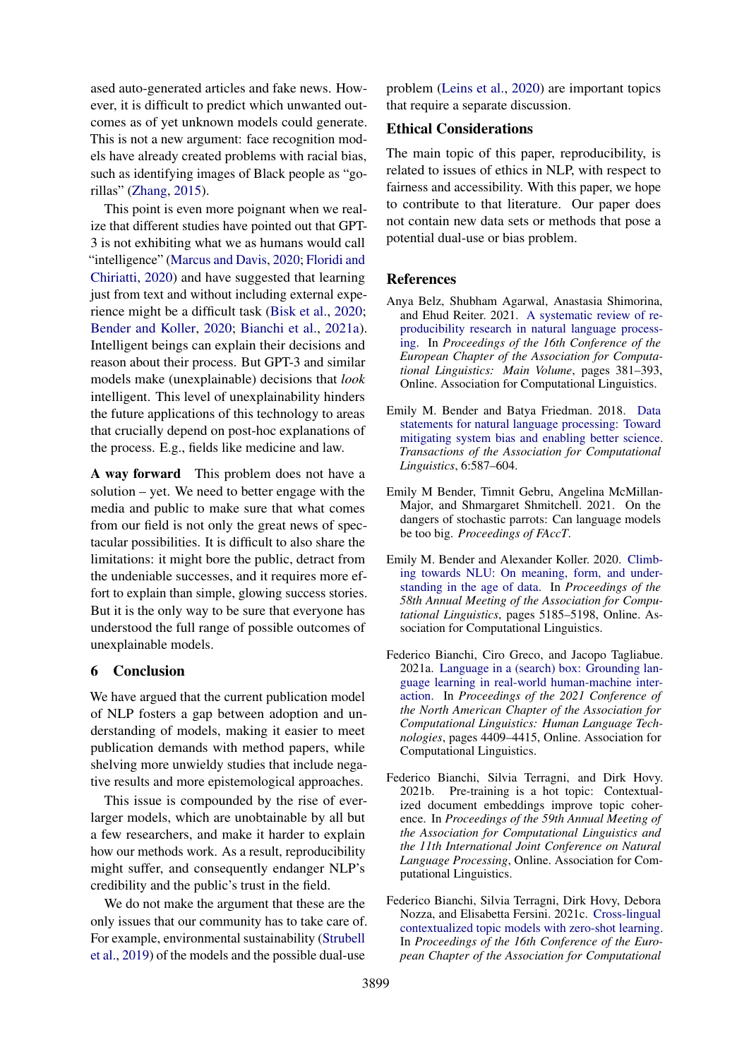ased auto-generated articles and fake news. However, it is difficult to predict which unwanted outcomes as of yet unknown models could generate. This is not a new argument: face recognition models have already created problems with racial bias, such as identifying images of Black people as "gorillas" (Zhang, 2015).

This point is even more poignant when we realize that different studies have pointed out that GPT-3 is not exhibiting what we as humans would call "intelligence" (Marcus and Davis, 2020; Floridi and Chiriatti, 2020) and have suggested that learning just from text and without including external experience might be a difficult task (Bisk et al., 2020; Bender and Koller, 2020; Bianchi et al., 2021a). Intelligent beings can explain their decisions and reason about their process. But GPT-3 and similar models make (unexplainable) decisions that *look* intelligent. This level of unexplainability hinders the future applications of this technology to areas that crucially depend on post-hoc explanations of the process. E.g., fields like medicine and law.

**A way forward** This problem does not have a solution – yet. We need to better engage with the media and public to make sure that what comes from our field is not only the great news of spectacular possibilities. It is difficult to also share the limitations: it might bore the public, detract from the undeniable successes, and it requires more effort to explain than simple, glowing success stories. But it is the only way to be sure that everyone has understood the full range of possible outcomes of unexplainable models.

## 6 Conclusion

We have argued that the current publication model of NLP fosters a gap between adoption and understanding of models, making it easier to meet publication demands with method papers, while shelving more unwieldy studies that include negative results and more epistemological approaches.

This issue is compounded by the rise of ever-larger models, which are unobtainable by all but a few researchers, and make it harder to explain how our methods work. As a result, reproducibility might suffer, and consequently endanger NLP's credibility and the public's trust in the field.

We do not make the argument that these are the only issues that our community has to take care of. For example, environmental sustainability (Strubell et al., 2019) of the models and the possible dual-use problem (Leins et al., 2020) are important topics that require a separate discussion.

## Ethical Considerations

The main topic of this paper, reproducibility, is related to issues of ethics in NLP, with respect to fairness and accessibility. With this paper, we hope to contribute to that literature. Our paper does not contain new data sets or methods that pose a potential dual-use or bias problem.

## References

Anya Belz, Shubham Agarwal, Anastasia Shimorina, and Ehud Reiter. 2021. A systematic review of reproducibility research in natural language processing. In *Proceedings of the 16th Conference of the European Chapter of the Association for Computational Linguistics: Main Volume*, pages 381–393, Online. Association for Computational Linguistics.

Emily M. Bender and Batya Friedman. 2018. Data statements for natural language processing: Toward mitigating system bias and enabling better science. *Transactions of the Association for Computational Linguistics*, 6:587–604.

Emily M Bender, Timnit Gebru, Angelina McMillan-Major, and Shmargaret Shmitchell. 2021. On the dangers of stochastic parrots: Can language models be too big. *Proceedings of FAccT*.

Emily M. Bender and Alexander Koller. 2020. Climbing towards NLU: On meaning, form, and understanding in the age of data. In *Proceedings of the 58th Annual Meeting of the Association for Computational Linguistics*, pages 5185–5198, Online. Association for Computational Linguistics.

Federico Bianchi, Ciro Greco, and Jacopo Tagliabue. 2021a. Language in a (search) box: Grounding language learning in real-world human-machine interaction. In *Proceedings of the 2021 Conference of the North American Chapter of the Association for Computational Linguistics: Human Language Technologies*, pages 4409–4415, Online. Association for Computational Linguistics.

Federico Bianchi, Silvia Terragni, and Dirk Hovy. 2021b. Pre-training is a hot topic: Contextualized document embeddings improve topic coherence. In *Proceedings of the 59th Annual Meeting of the Association for Computational Linguistics and the 11th International Joint Conference on Natural Language Processing*, Online. Association for Computational Linguistics.

Federico Bianchi, Silvia Terragni, Dirk Hovy, Debora Nozza, and Elisabetta Fersini. 2021c. Cross-lingual contextualized topic models with zero-shot learning. In *Proceedings of the 16th Conference of the European Chapter of the Association for Computational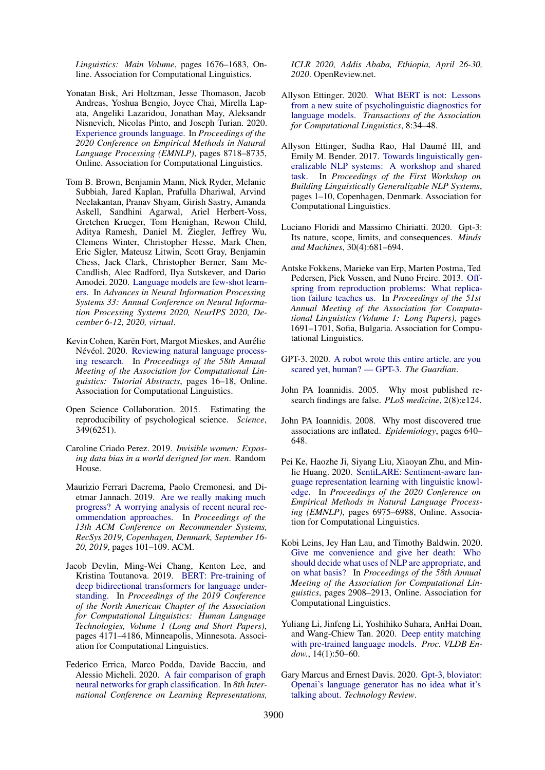*Linguistics: Main Volume*, pages 1676–1683, Online. Association for Computational Linguistics.

Yonatan Bisk, Ari Holtzman, Jesse Thomason, Jacob Andreas, Yoshua Bengio, Joyce Chai, Mirella Lapata, Angeliki Lazaridou, Jonathan May, Aleksandr Nisnevich, Nicolas Pinto, and Joseph Turian. 2020. Experience grounds language. In *Proceedings of the 2020 Conference on Empirical Methods in Natural Language Processing (EMNLP)*, pages 8718–8735, Online. Association for Computational Linguistics.

Tom B. Brown, Benjamin Mann, Nick Ryder, Melanie Subbiah, Jared Kaplan, Prafulla Dhariwal, Arvind Neelakantan, Pranav Shyam, Girish Sastry, Amanda Askell, Sandhini Agarwal, Ariel Herbert-Voss, Gretchen Krueger, Tom Henighan, Rewon Child, Aditya Ramesh, Daniel M. Ziegler, Jeffrey Wu, Clemens Winter, Christopher Hesse, Mark Chen, Eric Sigler, Mateusz Litwin, Scott Gray, Benjamin Chess, Jack Clark, Christopher Berner, Sam McCandlish, Alec Radford, Ilya Sutskever, and Dario Amodei. 2020. Language models are few-shot learners. In *Advances in Neural Information Processing Systems 33: Annual Conference on Neural Information Processing Systems 2020, NeurIPS 2020, December 6-12, 2020, virtual*.

Kevin Cohen, Karën Fort, Margot Mieskes, and Aurélie Névéol. 2020. Reviewing natural language processing research. In *Proceedings of the 58th Annual Meeting of the Association for Computational Linguistics: Tutorial Abstracts*, pages 16–18, Online. Association for Computational Linguistics.

Open Science Collaboration. 2015. Estimating the reproducibility of psychological science. *Science*, 349(6251).

Caroline Criado Perez. 2019. *Invisible women: Exposing data bias in a world designed for men*. Random House.

Maurizio Ferrari Dacrema, Paolo Cremonesi, and Dietmar Jannach. 2019. Are we really making much progress? A worrying analysis of recent neural recommendation approaches. In *Proceedings of the 13th ACM Conference on Recommender Systems, RecSys 2019, Copenhagen, Denmark, September 16-20, 2019*, pages 101–109. ACM.

Jacob Devlin, Ming-Wei Chang, Kenton Lee, and Kristina Toutanova. 2019. BERT: Pre-training of deep bidirectional transformers for language understanding. In *Proceedings of the 2019 Conference of the North American Chapter of the Association for Computational Linguistics: Human Language Technologies, Volume 1 (Long and Short Papers)*, pages 4171–4186, Minneapolis, Minnesota. Association for Computational Linguistics.

Federico Errica, Marco Podda, Davide Bacciu, and Alessio Micheli. 2020. A fair comparison of graph neural networks for graph classification. In *8th International Conference on Learning Representations, ICLR 2020, Addis Ababa, Ethiopia, April 26-30, 2020*. OpenReview.net.

Allyson Ettinger. 2020. What BERT is not: Lessons from a new suite of psycholinguistic diagnostics for language models. *Transactions of the Association for Computational Linguistics*, 8:34–48.

Allyson Ettinger, Sudha Rao, Hal Daumé III, and Emily M. Bender. 2017. Towards linguistically generalizable NLP systems: A workshop and shared task. In *Proceedings of the First Workshop on Building Linguistically Generalizable NLP Systems*, pages 1–10, Copenhagen, Denmark. Association for Computational Linguistics.

Luciano Floridi and Massimo Chiriatti. 2020. Gpt-3: Its nature, scope, limits, and consequences. *Minds and Machines*, 30(4):681–694.

Antske Fokkens, Marieke van Erp, Marten Postma, Ted Pedersen, Piek Vossen, and Nuno Freire. 2013. Offspring from reproduction problems: What replication failure teaches us. In *Proceedings of the 51st Annual Meeting of the Association for Computational Linguistics (Volume 1: Long Papers)*, pages 1691–1701, Sofia, Bulgaria. Association for Computational Linguistics.

GPT-3. 2020. A robot wrote this entire article. are you scared yet, human? — GPT-3. *The Guardian*.

John PA Ioannidis. 2005. Why most published research findings are false. *PLoS medicine*, 2(8):e124.

John PA Ioannidis. 2008. Why most discovered true associations are inflated. *Epidemiology*, pages 640–648.

Pei Ke, Haozhe Ji, Siyang Liu, Xiaoyan Zhu, and Minlie Huang. 2020. SentiLARE: Sentiment-aware language representation learning with linguistic knowledge. In *Proceedings of the 2020 Conference on Empirical Methods in Natural Language Processing (EMNLP)*, pages 6975–6988, Online. Association for Computational Linguistics.

Kobi Leins, Jey Han Lau, and Timothy Baldwin. 2020. Give me convenience and give her death: Who should decide what uses of NLP are appropriate, and on what basis? In *Proceedings of the 58th Annual Meeting of the Association for Computational Linguistics*, pages 2908–2913, Online. Association for Computational Linguistics.

Yuliang Li, Jinfeng Li, Yoshihiko Suhara, AnHai Doan, and Wang-Chiew Tan. 2020. Deep entity matching with pre-trained language models. *Proc. VLDB Endow.*, 14(1):50–60.

Gary Marcus and Ernest Davis. 2020. Gpt-3, bloviator: Openai's language generator has no idea what it's talking about. *Technology Review*.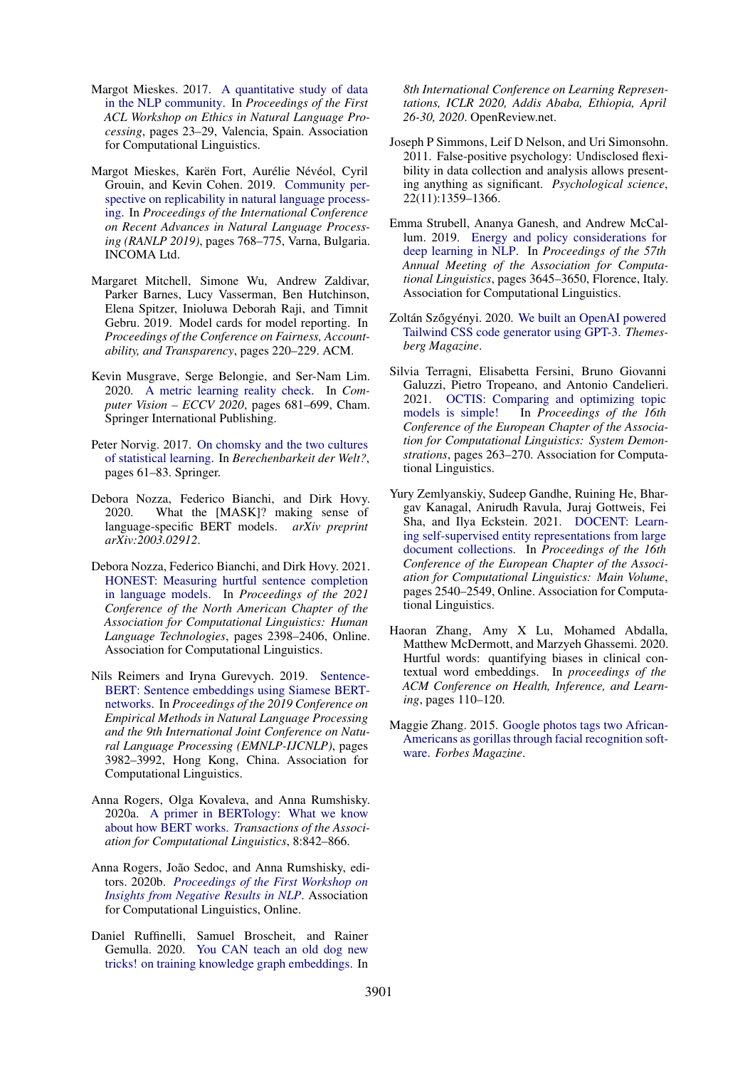Margot Mieskes. 2017. A quantitative study of data in the NLP community. In *Proceedings of the First ACL Workshop on Ethics in Natural Language Processing*, pages 23–29, Valencia, Spain. Association for Computational Linguistics.

Margot Mieskes, Karën Fort, Aurélie Névéol, Cyril Grouin, and Kevin Cohen. 2019. Community perspective on replicability in natural language processing. In *Proceedings of the International Conference on Recent Advances in Natural Language Processing (RANLP 2019)*, pages 768–775, Varna, Bulgaria. INCOMA Ltd.

Margaret Mitchell, Simone Wu, Andrew Zaldivar, Parker Barnes, Lucy Vasserman, Ben Hutchinson, Elena Spitzer, Inioluwa Deborah Raji, and Timnit Gebru. 2019. Model cards for model reporting. In *Proceedings of the Conference on Fairness, Accountability, and Transparency*, pages 220–229. ACM.

Kevin Musgrave, Serge Belongie, and Ser-Nam Lim. 2020. A metric learning reality check. In *Computer Vision – ECCV 2020*, pages 681–699, Cham. Springer International Publishing.

Peter Norvig. 2017. On chomsky and the two cultures of statistical learning. In *Berechenbarkeit der Welt?*, pages 61–83. Springer.

Debora Nozza, Federico Bianchi, and Dirk Hovy. 2020. What the [MASK]? making sense of language-specific BERT models. *arXiv preprint arXiv:2003.02912*.

Debora Nozza, Federico Bianchi, and Dirk Hovy. 2021. HONEST: Measuring hurtful sentence completion in language models. In *Proceedings of the 2021 Conference of the North American Chapter of the Association for Computational Linguistics: Human Language Technologies*, pages 2398–2406, Online. Association for Computational Linguistics.

Nils Reimers and Iryna Gurevych. 2019. Sentence-BERT: Sentence embeddings using Siamese BERT-networks. In *Proceedings of the 2019 Conference on Empirical Methods in Natural Language Processing and the 9th International Joint Conference on Natural Language Processing (EMNLP-IJCNLP)*, pages 3982–3992, Hong Kong, China. Association for Computational Linguistics.

Anna Rogers, Olga Kovaleva, and Anna Rumshisky. 2020a. A primer in BERTology: What we know about how BERT works. *Transactions of the Association for Computational Linguistics*, 8:842–866.

Anna Rogers, João Sedoc, and Anna Rumshisky, editors. 2020b. *Proceedings of the First Workshop on Insights from Negative Results in NLP*. Association for Computational Linguistics, Online.

Daniel Ruffinelli, Samuel Broscheit, and Rainer Gemulla. 2020. You CAN teach an old dog new tricks! on training knowledge graph embeddings. In *8th International Conference on Learning Representations, ICLR 2020, Addis Ababa, Ethiopia, April 26-30, 2020*. OpenReview.net.

Joseph P Simmons, Leif D Nelson, and Uri Simonsohn. 2011. False-positive psychology: Undisclosed flexibility in data collection and analysis allows presenting anything as significant. *Psychological science*, 22(11):1359–1366.

Emma Strubell, Ananya Ganesh, and Andrew McCallum. 2019. Energy and policy considerations for deep learning in NLP. In *Proceedings of the 57th Annual Meeting of the Association for Computational Linguistics*, pages 3645–3650, Florence, Italy. Association for Computational Linguistics.

Zoltán Szőgyényi. 2020. We built an OpenAI powered Tailwind CSS code generator using GPT-3. *Themesberg Magazine*.

Silvia Terragni, Elisabetta Fersini, Bruno Giovanni Galuzzi, Pietro Tropeano, and Antonio Candelieri. 2021. OCTIS: Comparing and optimizing topic models is simple! In *Proceedings of the 16th Conference of the European Chapter of the Association for Computational Linguistics: System Demonstrations*, pages 263–270. Association for Computational Linguistics.

Yury Zemlyanskiy, Sudeep Gandhe, Ruining He, Bhargav Kanagal, Anirudh Ravula, Juraj Gottweis, Fei Sha, and Ilya Eckstein. 2021. DOCENT: Learning self-supervised entity representations from large document collections. In *Proceedings of the 16th Conference of the European Chapter of the Association for Computational Linguistics: Main Volume*, pages 2540–2549, Online. Association for Computational Linguistics.

Haoran Zhang, Amy X Lu, Mohamed Abdalla, Matthew McDermott, and Marzyeh Ghassemi. 2020. Hurtful words: quantifying biases in clinical contextual word embeddings. In *proceedings of the ACM Conference on Health, Inference, and Learning*, pages 110–120.

Maggie Zhang. 2015. Google photos tags two African-Americans as gorillas through facial recognition software. *Forbes Magazine*.